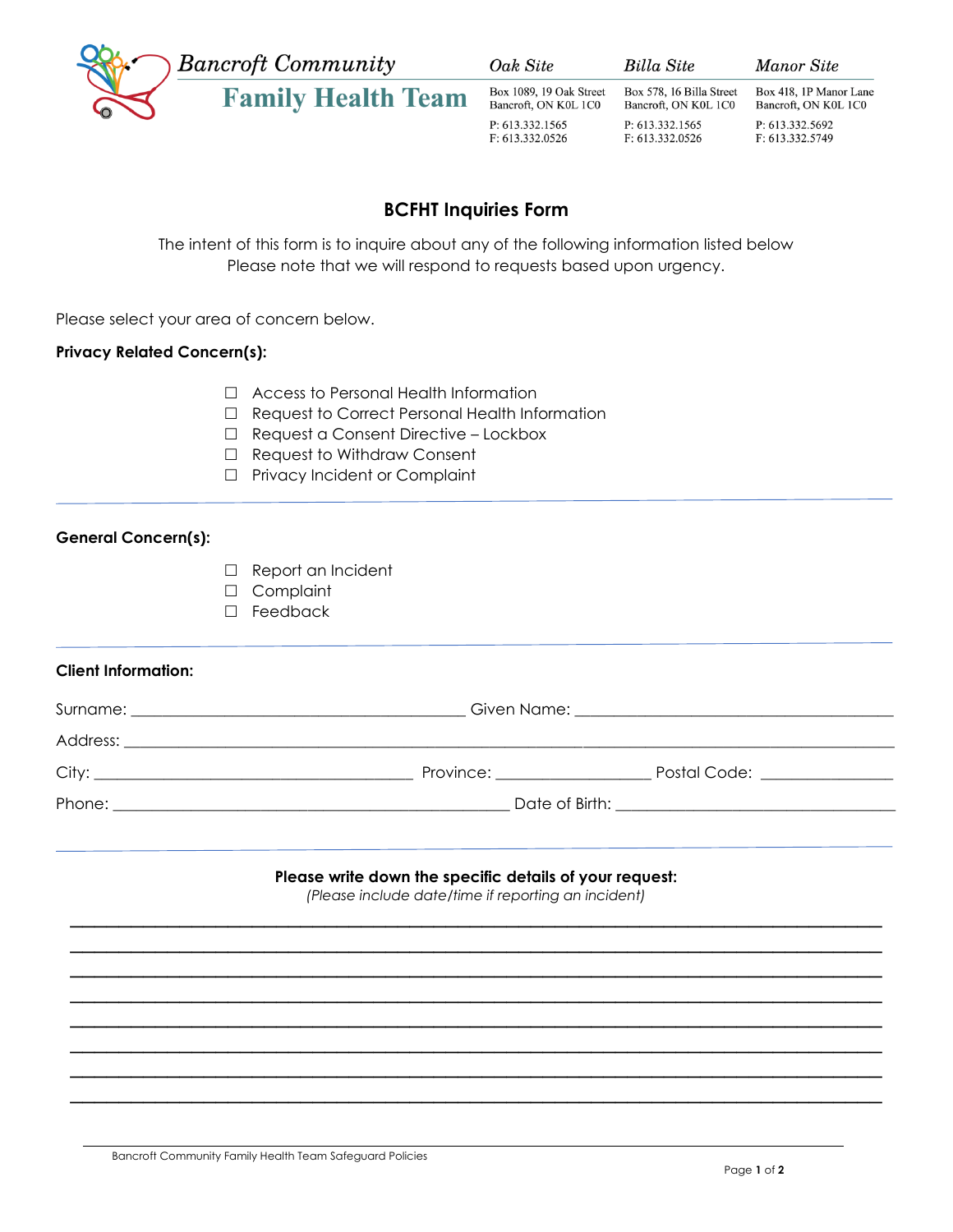# Bancroft Community Family Health Team

| Oak Site | Billa Site | Manor Site |
| --- | --- | --- |
| Box 1089, 19 Oak Street<br>Bancroft, ON K0L 1C0 | Box 578, 16 Billa Street<br>Bancroft, ON K0L 1C0 | Box 418, 1P Manor Lane<br>Bancroft, ON K0L 1C0 |
| P: 613.332.1565<br>F: 613.332.0526 | P: 613.332.1565<br>F: 613.332.0526 | P: 613.332.5692<br>F: 613.332.5749 |

## BCFHT Inquiries Form

The intent of this form is to inquire about any of the following information listed below
Please note that we will respond to requests based upon urgency.

Please select your area of concern below.

**Privacy Related Concern(s):**

- ☐ Access to Personal Health Information
- ☐ Request to Correct Personal Health Information
- ☐ Request a Consent Directive – Lockbox
- ☐ Request to Withdraw Consent
- ☐ Privacy Incident or Complaint

---

**General Concern(s):**

- ☐ Report an Incident
- ☐ Complaint
- ☐ Feedback

---

**Client Information:**

Surname: ______________________________ Given Name: ______________________________

Address: ____________________________________________________________

City: ______________________________ Province: ______________ Postal Code: ____________

Phone: ____________________________________ Date of Birth: __________________________

---

**Please write down the specific details of your request:**
*(Please include date/time if reporting an incident)*

______________________________________________________________________

______________________________________________________________________

______________________________________________________________________

______________________________________________________________________

______________________________________________________________________

______________________________________________________________________

______________________________________________________________________

______________________________________________________________________

Bancroft Community Family Health Team Safeguard Policies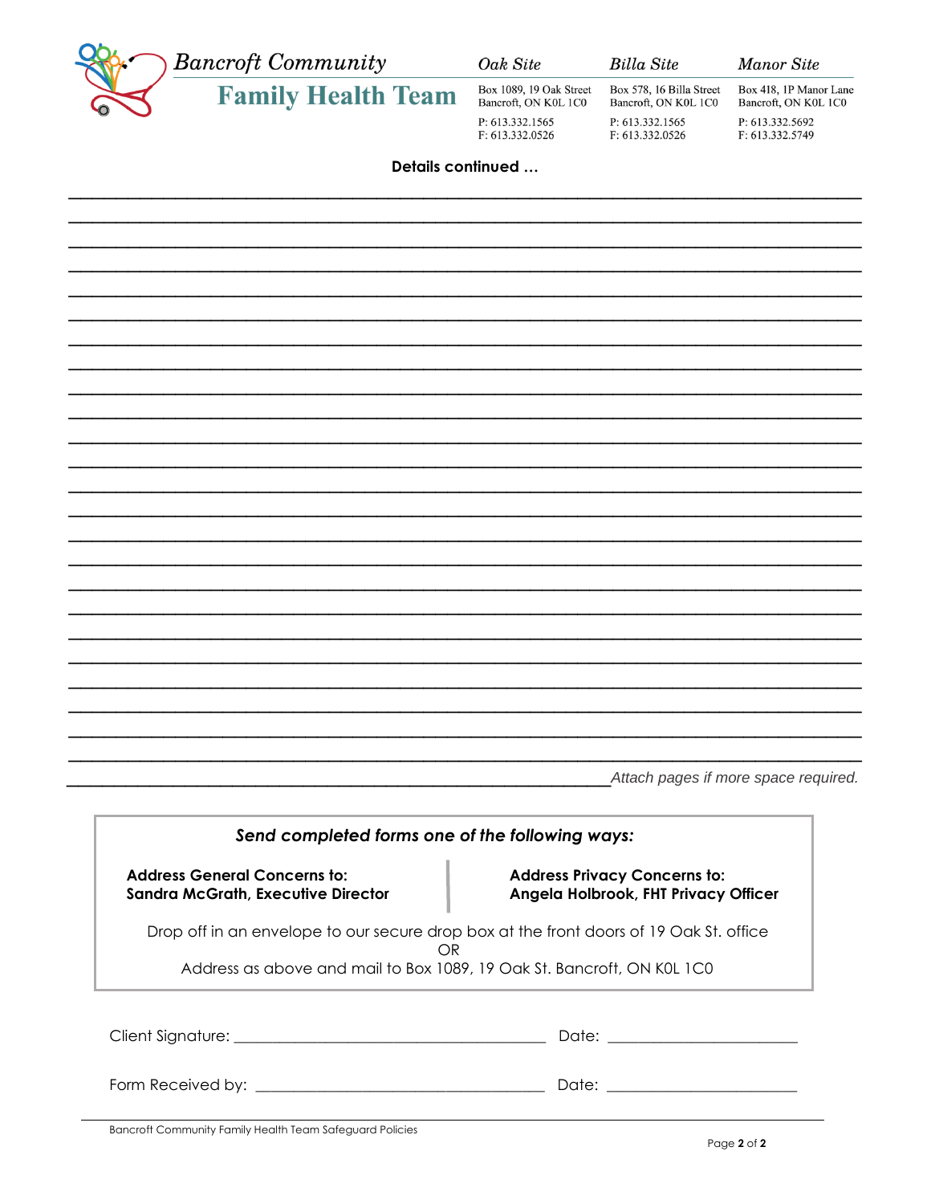# Bancroft Community Family Health Team

| Oak Site | Billa Site | Manor Site |
|---|---|---|
| Box 1089, 19 Oak Street Bancroft, ON K0L 1C0 | Box 578, 16 Billa Street Bancroft, ON K0L 1C0 | Box 418, 1P Manor Lane Bancroft, ON K0L 1C0 |
| P: 613.332.1565 F: 613.332.0526 | P: 613.332.1565 F: 613.332.0526 | P: 613.332.5692 F: 613.332.5749 |

**Details continued …**

_________________________________________________________________________________

_________________________________________________________________________________

_________________________________________________________________________________

_________________________________________________________________________________

_________________________________________________________________________________

_________________________________________________________________________________

_________________________________________________________________________________

_________________________________________________________________________________

_________________________________________________________________________________

_________________________________________________________________________________

_________________________________________________________________________________

_________________________________________________________________________________

_________________________________________________________________________________

_________________________________________________________________________________

_________________________________________________________________________________

_________________________________________________________________________________

_________________________________________________________________________________

_________________________________________________________________________________

_________________________________________________________________________________

_________________________________________________________________________________

_________________________________________________________________________________

_________________________________________________________________________________

_________________________________________________________________________________

_________________________________________________________________________________

________________________________________________________ *Attach pages if more space required.*

***Send completed forms one of the following ways:***

**Address General Concerns to:**
**Sandra McGrath, Executive Director**

**Address Privacy Concerns to:**
**Angela Holbrook, FHT Privacy Officer**

Drop off in an envelope to our secure drop box at the front doors of 19 Oak St. office
OR
Address as above and mail to Box 1089, 19 Oak St. Bancroft, ON K0L 1C0

Client Signature: ________________________________ Date: ____________________

Form Received by: ______________________________ Date: ____________________

Bancroft Community Family Health Team Safeguard Policies